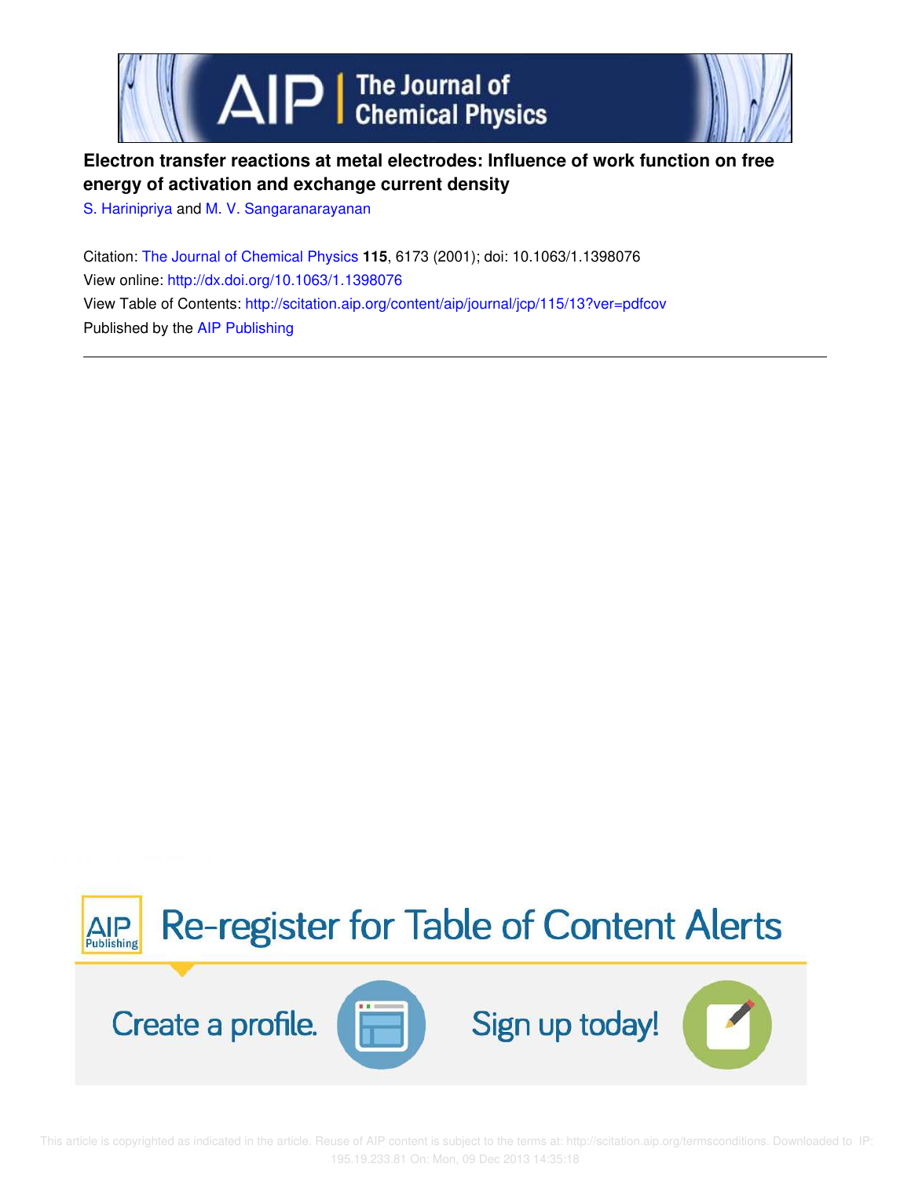# Electron transfer reactions at metal electrodes: Influence of work function on free energy of activation and exchange current density

S. Harinipriya and M. V. Sangaranarayanan

Citation: The Journal of Chemical Physics **115**, 6173 (2001); doi: 10.1063/1.1398076

View online: http://dx.doi.org/10.1063/1.1398076

View Table of Contents: http://scitation.aip.org/content/aip/journal/jcp/115/13?ver=pdfcov

Published by the AIP Publishing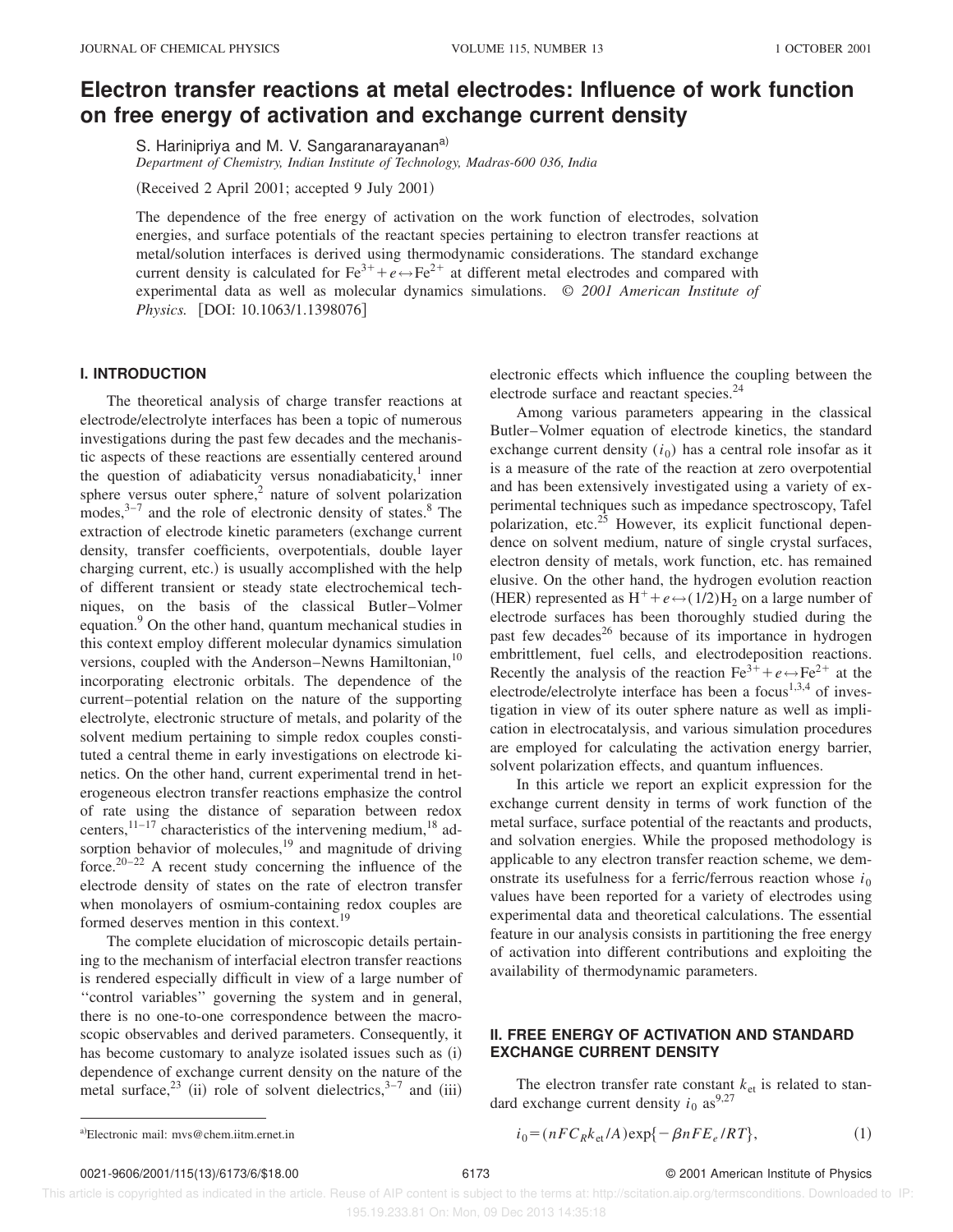# Electron transfer reactions at metal electrodes: Influence of work function on free energy of activation and exchange current density

S. Harinipriya and M. V. Sangaranarayanan[a)]

*Department of Chemistry, Indian Institute of Technology, Madras-600 036, India*

(Received 2 April 2001; accepted 9 July 2001)

The dependence of the free energy of activation on the work function of electrodes, solvation energies, and surface potentials of the reactant species pertaining to electron transfer reactions at metal/solution interfaces is derived using thermodynamic considerations. The standard exchange current density is calculated for $Fe^{3+} + e \leftrightarrow Fe^{2+}$ at different metal electrodes and compared with experimental data as well as molecular dynamics simulations. © 2001 American Institute of Physics. [DOI: 10.1063/1.1398076]

## I. INTRODUCTION

The theoretical analysis of charge transfer reactions at electrode/electrolyte interfaces has been a topic of numerous investigations during the past few decades and the mechanistic aspects of these reactions are essentially centered around the question of adiabaticity versus nonadiabaticity,[1] inner sphere versus outer sphere,[2] nature of solvent polarization modes,[3–7] and the role of electronic density of states.[8] The extraction of electrode kinetic parameters (exchange current density, transfer coefficients, overpotentials, double layer charging current, etc.) is usually accomplished with the help of different transient or steady state electrochemical techniques, on the basis of the classical Butler–Volmer equation.[9] On the other hand, quantum mechanical studies in this context employ different molecular dynamics simulation versions, coupled with the Anderson–Newns Hamiltonian,[10] incorporating electronic orbitals. The dependence of the current–potential relation on the nature of the supporting electrolyte, electronic structure of metals, and polarity of the solvent medium pertaining to simple redox couples constituted a central theme in early investigations on electrode kinetics. On the other hand, current experimental trend in heterogeneous electron transfer reactions emphasize the control of rate using the distance of separation between redox centers,[11–17] characteristics of the intervening medium,[18] adsorption behavior of molecules,[19] and magnitude of driving force.[20–22] A recent study concerning the influence of the electrode density of states on the rate of electron transfer when monolayers of osmium-containing redox couples are formed deserves mention in this context.[19]

The complete elucidation of microscopic details pertaining to the mechanism of interfacial electron transfer reactions is rendered especially difficult in view of a large number of ''control variables'' governing the system and in general, there is no one-to-one correspondence between the macroscopic observables and derived parameters. Consequently, it has become customary to analyze isolated issues such as (i) dependence of exchange current density on the nature of the metal surface,[23] (ii) role of solvent dielectrics,[3–7] and (iii) electronic effects which influence the coupling between the electrode surface and reactant species.[24]

Among various parameters appearing in the classical Butler–Volmer equation of electrode kinetics, the standard exchange current density ($i_0$) has a central role insofar as it is a measure of the rate of the reaction at zero overpotential and has been extensively investigated using a variety of experimental techniques such as impedance spectroscopy, Tafel polarization, etc.[25] However, its explicit functional dependence on solvent medium, nature of single crystal surfaces, electron density of metals, work function, etc. has remained elusive. On the other hand, the hydrogen evolution reaction (HER) represented as $H^+ + e \leftrightarrow (1/2)H_2$ on a large number of electrode surfaces has been thoroughly studied during the past few decades[26] because of its importance in hydrogen embrittlement, fuel cells, and electrodeposition reactions. Recently the analysis of the reaction $Fe^{3+} + e \leftrightarrow Fe^{2+}$ at the electrode/electrolyte interface has been a focus[1,3,4] of investigation in view of its outer sphere nature as well as implication in electrocatalysis, and various simulation procedures are employed for calculating the activation energy barrier, solvent polarization effects, and quantum influences.

In this article we report an explicit expression for the exchange current density in terms of work function of the metal surface, surface potential of the reactants and products, and solvation energies. While the proposed methodology is applicable to any electron transfer reaction scheme, we demonstrate its usefulness for a ferric/ferrous reaction whose $i_0$ values have been reported for a variety of electrodes using experimental data and theoretical calculations. The essential feature in our analysis consists in partitioning the free energy of activation into different contributions and exploiting the availability of thermodynamic parameters.

## II. FREE ENERGY OF ACTIVATION AND STANDARD EXCHANGE CURRENT DENSITY

The electron transfer rate constant $k_{et}$ is related to standard exchange current density $i_0$ as[9,27]

$$i_0 = (nFC_R k_{et}/A)\exp\{-\beta nFE_e/RT\}, \tag{1}$$

[a)]Electronic mail: mvs@chem.iitm.ernet.in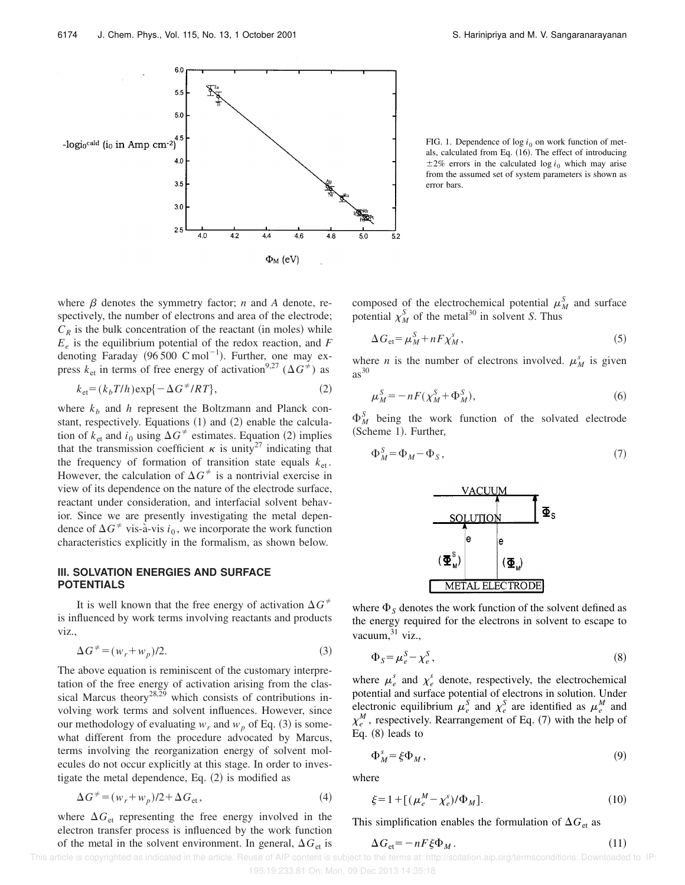FIG. 1. Dependence of log $i_0$ on work function of metals, calculated from Eq. (16). The effect of introducing $\pm 2\%$ errors in the calculated log $i_0$ which may arise from the assumed set of system parameters is shown as error bars.

where $\beta$ denotes the symmetry factor; $n$ and $A$ denote, respectively, the number of electrons and area of the electrode; $C_R$ is the bulk concentration of the reactant (in moles) while $E_e$ is the equilibrium potential of the redox reaction, and $F$ denoting Faraday (96 500 C mol$^{-1}$). Further, one may express $k_{et}$ in terms of free energy of activation[9,27] ($\Delta G^{\neq}$) as

$$k_{et} = (k_b T/h)\exp\{-\Delta G^{\neq}/RT\}, \tag{2}$$

where $k_b$ and $h$ represent the Boltzmann and Planck constant, respectively. Equations (1) and (2) enable the calculation of $k_{et}$ and $i_0$ using $\Delta G^{\neq}$ estimates. Equation (2) implies that the transmission coefficient $\kappa$ is unity[27] indicating that the frequency of formation of transition state equals $k_{et}$. However, the calculation of $\Delta G^{\neq}$ is a nontrivial exercise in view of its dependence on the nature of the electrode surface, reactant under consideration, and interfacial solvent behavior. Since we are presently investigating the metal dependence of $\Delta G^{\neq}$ vis-à-vis $i_0$, we incorporate the work function characteristics explicitly in the formalism, as shown below.

## III. SOLVATION ENERGIES AND SURFACE POTENTIALS

It is well known that the free energy of activation $\Delta G^{\neq}$ is influenced by work terms involving reactants and products viz.,

$$\Delta G^{\neq} = (w_r + w_p)/2. \tag{3}$$

The above equation is reminiscent of the customary interpretation of the free energy of activation arising from the classical Marcus theory[28,29] which consists of contributions involving work terms and solvent influences. However, since our methodology of evaluating $w_r$ and $w_p$ of Eq. (3) is somewhat different from the procedure advocated by Marcus, terms involving the reorganization energy of solvent molecules do not occur explicitly at this stage. In order to investigate the metal dependence, Eq. (2) is modified as

$$\Delta G^{\neq} = (w_r + w_p)/2 + \Delta G_{et}, \tag{4}$$

where $\Delta G_{et}$ representing the free energy involved in the electron transfer process is influenced by the work function of the metal in the solvent environment. In general, $\Delta G_{et}$ is composed of the electrochemical potential $\mu_M^S$ and surface potential $\chi_M^S$ of the metal[30] in solvent $S$. Thus

$$\Delta G_{et} = \mu_M^S + nF\chi_M^S, \tag{5}$$

where $n$ is the number of electrons involved. $\mu_M^s$ is given as[30]

$$\mu_M^S = -nF(\chi_M^S + \Phi_M^S), \tag{6}$$

$\Phi_M^S$ being the work function of the solvated electrode (Scheme 1). Further,

$$\Phi_M^S = \Phi_M - \Phi_S, \tag{7}$$

where $\Phi_S$ denotes the work function of the solvent defined as the energy required for the electrons in solvent to escape to vacuum,[31] viz.,

$$\Phi_S = \mu_e^S - \chi_e^S, \tag{8}$$

where $\mu_e^s$ and $\chi_e^s$ denote, respectively, the electrochemical potential and surface potential of electrons in solution. Under electronic equilibrium $\mu_e^S$ and $\chi_e^S$ are identified as $\mu_e^M$ and $\chi_e^M$, respectively. Rearrangement of Eq. (7) with the help of Eq. (8) leads to

$$\Phi_M^s = \xi\Phi_M, \tag{9}$$

where

$$\xi = 1 + [(\mu_e^M - \chi_e^s)/\Phi_M]. \tag{10}$$

This simplification enables the formulation of $\Delta G_{et}$ as

$$\Delta G_{et} = -nF\xi\Phi_M. \tag{11}$$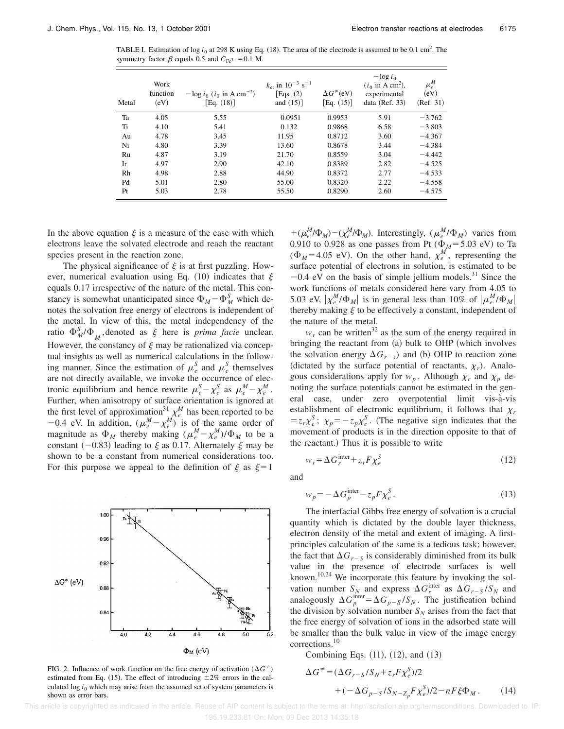TABLE I. Estimation of $\log i_0$ at 298 K using Eq. (18). The area of the electrode is assumed to be 0.1 cm$^2$. The symmetry factor $\beta$ equals 0.5 and $C_{Fe^{3+}} = 0.1$ M.

| Metal | Work function (eV) | $-\log i_0$ ($i_0$ in A cm$^{-2}$) [Eq. (18)] | $k_{et}$ in $10^{-3}$ s$^{-1}$ [Eqs. (2) and (15)] | $\Delta G^{\neq}$(eV) [Eq. (15)] | $-\log i_0$ ($i_0$ in A cm$^2$), experimental data (Ref. 33) | $\mu_e^M$ (eV) (Ref. 31) |
|---|---|---|---|---|---|---|
| Ta | 4.05 | 5.55 | 0.0951 | 0.9953 | 5.91 | $-3.762$ |
| Ti | 4.10 | 5.41 | 0.132 | 0.9868 | 6.58 | $-3.803$ |
| Au | 4.78 | 3.45 | 11.95 | 0.8712 | 3.60 | $-4.367$ |
| Ni | 4.80 | 3.39 | 13.60 | 0.8678 | 3.44 | $-4.384$ |
| Ru | 4.87 | 3.19 | 21.70 | 0.8559 | 3.04 | $-4.442$ |
| Ir | 4.97 | 2.90 | 42.10 | 0.8389 | 2.82 | $-4.525$ |
| Rh | 4.98 | 2.88 | 44.90 | 0.8372 | 2.77 | $-4.533$ |
| Pd | 5.01 | 2.80 | 55.00 | 0.8320 | 2.22 | $-4.558$ |
| Pt | 5.03 | 2.78 | 55.50 | 0.8290 | 2.60 | $-4.575$ |

In the above equation $\xi$ is a measure of the ease with which electrons leave the solvated electrode and reach the reactant species present in the reaction zone.

The physical significance of $\xi$ is at first puzzling. However, numerical evaluation using Eq. (10) indicates that $\xi$ equals 0.17 irrespective of the nature of the metal. This constancy is somewhat unanticipated since $\Phi_M - \Phi_M^S$ which denotes the solvation free energy of electrons is independent of the metal. In view of this, the metal independency of the ratio $\Phi_M^S/\Phi_M$, denoted as $\xi$ here is *prima facie* unclear. However, the constancy of $\xi$ may be rationalized via conceptual insights as well as numerical calculations in the following manner. Since the estimation of $\mu_e^S$ and $\mu_e^S$ themselves are not directly available, we invoke the occurrence of electronic equilibrium and hence rewrite $\mu_e^S - \chi_e^S$ as $\mu_e^M - \chi_e^M$. Further, when anisotropy of surface orientation is ignored at the first level of approximation[31] $\chi_e^M$ has been reported to be $-0.4$ eV. In addition, $(\mu_e^M - \chi_e^M)$ is of the same order of magnitude as $\Phi_M$ thereby making $(\mu_e^M - \chi_e^M)/\Phi_M$ to be a constant ($-0.83$) leading to $\xi$ as 0.17. Alternately $\xi$ may be shown to be a constant from numerical considerations too. For this purpose we appeal to the definition of $\xi$ as $\xi = 1 + (\mu_e^M/\Phi_M) - (\chi_e^M/\Phi_M)$. Interestingly, $(\mu_e^M/\Phi_M)$ varies from 0.910 to 0.928 as one passes from Pt ($\Phi_M = 5.03$ eV) to Ta ($\Phi_M = 4.05$ eV). On the other hand, $\chi_e^M$, representing the surface potential of electrons in solution, is estimated to be $-0.4$ eV on the basis of simple jellium models.[31] Since the work functions of metals considered here vary from 4.05 to 5.03 eV, $|\chi_e^M/\Phi_M|$ is in general less than 10% of $|\mu_e^M/\Phi_M|$ thereby making $\xi$ to be effectively a constant, independent of the nature of the metal.

FIG. 2. Influence of work function on the free energy of activation ($\Delta G^{\neq}$) estimated from Eq. (15). The effect of introducing $\pm 2\%$ errors in the calculated $\log i_0$ which may arise from the assumed set of system parameters is shown as error bars.

$w_r$ can be written[32] as the sum of the energy required in bringing the reactant from (a) bulk to OHP (which involves the solvation energy $\Delta G_{r-s}$) and (b) OHP to reaction zone (dictated by the surface potential of reactants, $\chi_r$). Analogous considerations apply for $w_p$. Although $\chi_r$ and $\chi_p$ denoting the surface potentials cannot be estimated in the general case, under zero overpotential limit vis-à-vis establishment of electronic equilibrium, it follows that $\chi_r = z_r \chi_e^S$; $\chi_p = -z_p \chi_e^S$. (The negative sign indicates that the movement of products is in the direction opposite to that of the reactant.) Thus it is possible to write

$$w_r = \Delta G_r^{\text{inter}} + z_r F \chi_e^S \tag{12}$$

and

$$w_p = -\Delta G_p^{\text{inter}} - z_p F \chi_e^S. \tag{13}$$

The interfacial Gibbs free energy of solvation is a crucial quantity which is dictated by the double layer thickness, electron density of the metal and extent of imaging. A first-principles calculation of the same is a tedious task; however, the fact that $\Delta G_{r-S}$ is considerably diminished from its bulk value in the presence of electrode surfaces is well known.[10,24] We incorporate this feature by invoking the solvation number $S_N$ and express $\Delta G_r^{\text{inter}}$ as $\Delta G_{r-S}/S_N$ and analogously $\Delta G_p^{\text{inter}} = \Delta G_{p-S}/S_N$. The justification behind the division by solvation number $S_N$ arises from the fact that the free energy of solvation of ions in the adsorbed state will be smaller than the bulk value in view of the image energy corrections.[10]

Combining Eqs. (11), (12), and (13)

$$\Delta G^{\neq} = (\Delta G_{r-S}/S_N + z_r F \chi_e^S)/2 + (-\Delta G_{p-S}/S_{N-Z_p} F \chi_e^S)/2 - nF\xi\Phi_M. \tag{14}$$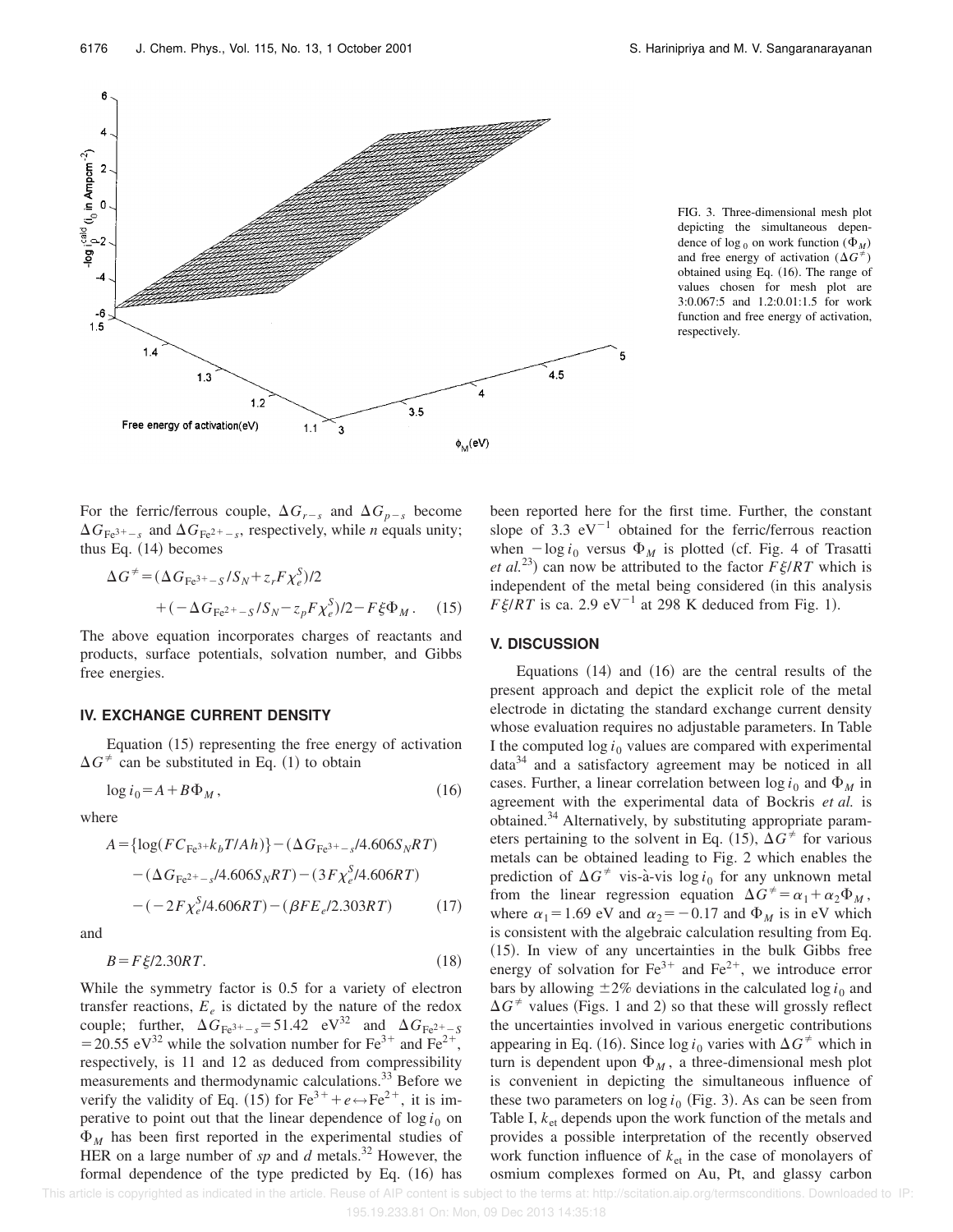FIG. 3. Three-dimensional mesh plot depicting the simultaneous dependence of log $_0$ on work function ($\Phi_M$) and free energy of activation ($\Delta G^{\neq}$) obtained using Eq. (16). The range of values chosen for mesh plot are 3:0.067:5 and 1.2:0.01:1.5 for work function and free energy of activation, respectively.

For the ferric/ferrous couple, $\Delta G_{r-s}$ and $\Delta G_{p-s}$ become $\Delta G_{Fe^{3+}-s}$ and $\Delta G_{Fe^{2+}-s}$, respectively, while $n$ equals unity; thus Eq. (14) becomes

$$\Delta G^{\neq} = (\Delta G_{Fe^{3+}-S}/S_N + z_r F\chi_e^S)/2 + (-\Delta G_{Fe^{2+}-S}/S_N - z_p F\chi_e^S)/2 - F\xi\Phi_M. \quad (15)$$

The above equation incorporates charges of reactants and products, surface potentials, solvation number, and Gibbs free energies.

## IV. EXCHANGE CURRENT DENSITY

Equation (15) representing the free energy of activation $\Delta G^{\neq}$ can be substituted in Eq. (1) to obtain

$$\log i_0 = A + B\Phi_M, \quad (16)$$

where

$$A = \{\log(FC_{Fe^{3+}}k_bT/Ah)\} - (\Delta G_{Fe^{3+}-s}/4.606 S_N RT) - (\Delta G_{Fe^{2+}-s}/4.606 S_N RT) - (3F\chi_e^S/4.606RT) - (-2F\chi_e^S/4.606RT) - (\beta F E_e/2.303RT) \quad (17)$$

and

$$B = F\xi/2.30RT. \quad (18)$$

While the symmetry factor is 0.5 for a variety of electron transfer reactions, $E_e$ is dictated by the nature of the redox couple; further, $\Delta G_{Fe^{3+}-s} = 51.42$ eV[32] and $\Delta G_{Fe^{2+}-S} = 20.55$ eV[32] while the solvation number for $Fe^{3+}$ and $Fe^{2+}$, respectively, is 11 and 12 as deduced from compressibility measurements and thermodynamic calculations.[33] Before we verify the validity of Eq. (15) for $Fe^{3+} + e \leftrightarrow Fe^{2+}$, it is imperative to point out that the linear dependence of $\log i_0$ on $\Phi_M$ has been first reported in the experimental studies of HER on a large number of *sp* and *d* metals.[32] However, the formal dependence of the type predicted by Eq. (16) has been reported here for the first time. Further, the constant slope of 3.3 $eV^{-1}$ obtained for the ferric/ferrous reaction when $-\log i_0$ versus $\Phi_M$ is plotted (cf. Fig. 4 of Trasatti *et al.*[23]) can now be attributed to the factor $F\xi/RT$ which is independent of the metal being considered (in this analysis $F\xi/RT$ is ca. 2.9 $eV^{-1}$ at 298 K deduced from Fig. 1).

## V. DISCUSSION

Equations (14) and (16) are the central results of the present approach and depict the explicit role of the metal electrode in dictating the standard exchange current density whose evaluation requires no adjustable parameters. In Table I the computed $\log i_0$ values are compared with experimental data[34] and a satisfactory agreement may be noticed in all cases. Further, a linear correlation between $\log i_0$ and $\Phi_M$ in agreement with the experimental data of Bockris *et al.* is obtained.[34] Alternatively, by substituting appropriate parameters pertaining to the solvent in Eq. (15), $\Delta G^{\neq}$ for various metals can be obtained leading to Fig. 2 which enables the prediction of $\Delta G^{\neq}$ vis-à-vis $\log i_0$ for any unknown metal from the linear regression equation $\Delta G^{\neq} = \alpha_1 + \alpha_2\Phi_M$, where $\alpha_1 = 1.69$ eV and $\alpha_2 = -0.17$ and $\Phi_M$ is in eV which is consistent with the algebraic calculation resulting from Eq. (15). In view of any uncertainties in the bulk Gibbs free energy of solvation for $Fe^{3+}$ and $Fe^{2+}$, we introduce error bars by allowing $\pm 2\%$ deviations in the calculated $\log i_0$ and $\Delta G^{\neq}$ values (Figs. 1 and 2) so that these will grossly reflect the uncertainties involved in various energetic contributions appearing in Eq. (16). Since $\log i_0$ varies with $\Delta G^{\neq}$ which in turn is dependent upon $\Phi_M$, a three-dimensional mesh plot is convenient in depicting the simultaneous influence of these two parameters on $\log i_0$ (Fig. 3). As can be seen from Table I, $k_{et}$ depends upon the work function of the metals and provides a possible interpretation of the recently observed work function influence of $k_{et}$ in the case of monolayers of osmium complexes formed on Au, Pt, and glassy carbon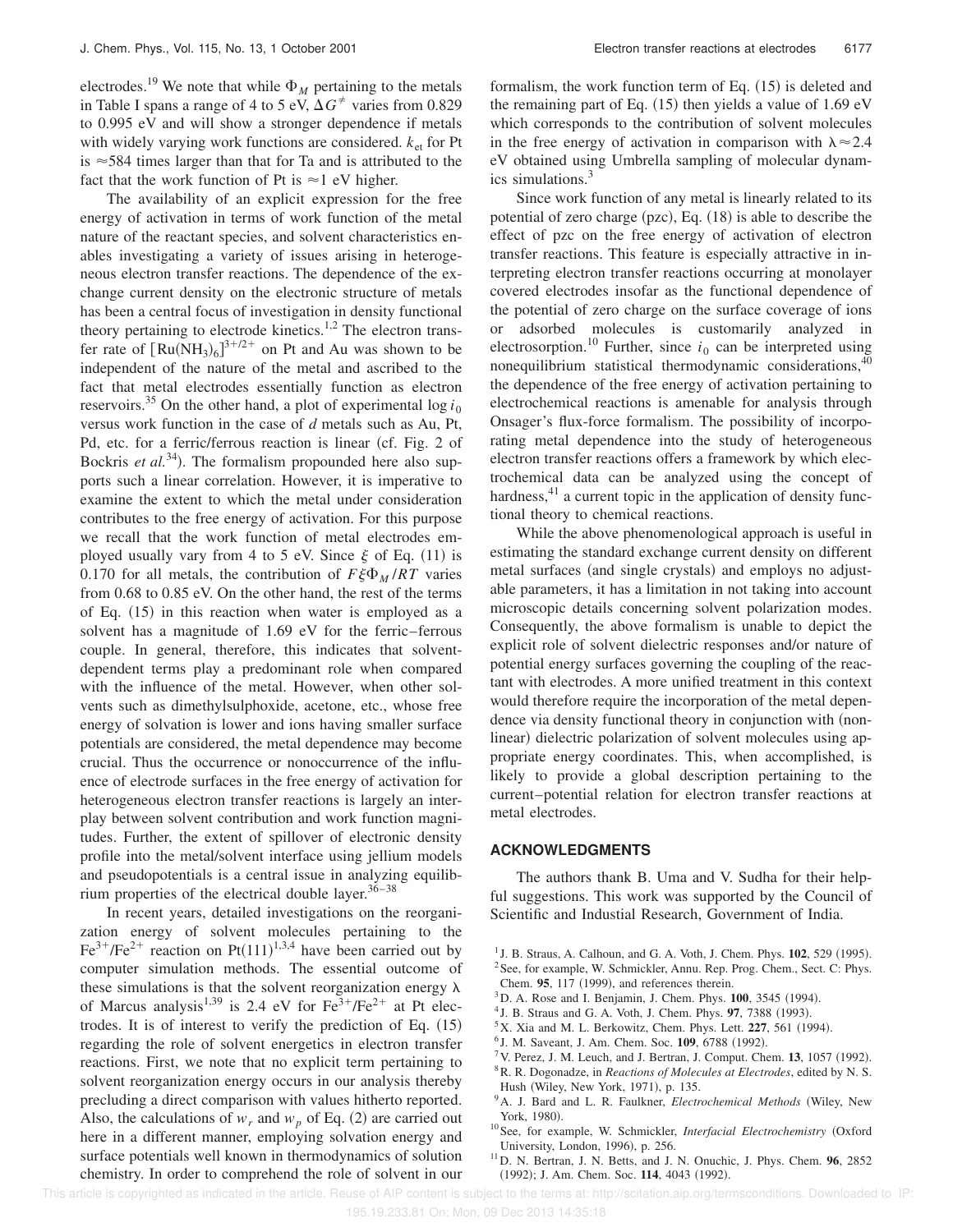electrodes.[19] We note that while $\Phi_M$ pertaining to the metals in Table I spans a range of 4 to 5 eV, $\Delta G^{\neq}$ varies from 0.829 to 0.995 eV and will show a stronger dependence if metals with widely varying work functions are considered. $k_{et}$ for Pt is $\approx$584 times larger than that for Ta and is attributed to the fact that the work function of Pt is $\approx$1 eV higher.

The availability of an explicit expression for the free energy of activation in terms of work function of the metal nature of the reactant species, and solvent characteristics enables investigating a variety of issues arising in heterogeneous electron transfer reactions. The dependence of the exchange current density on the electronic structure of metals has been a central focus of investigation in density functional theory pertaining to electrode kinetics.[1,2] The electron transfer rate of $[Ru(NH_3)_6]^{3+/2+}$ on Pt and Au was shown to be independent of the nature of the metal and ascribed to the fact that metal electrodes essentially function as electron reservoirs.[35] On the other hand, a plot of experimental $\log i_0$ versus work function in the case of *d* metals such as Au, Pt, Pd, etc. for a ferric/ferrous reaction is linear (cf. Fig. 2 of Bockris *et al.*[34]). The formalism propounded here also supports such a linear correlation. However, it is imperative to examine the extent to which the metal under consideration contributes to the free energy of activation. For this purpose we recall that the work function of metal electrodes employed usually vary from 4 to 5 eV. Since $\xi$ of Eq. (11) is 0.170 for all metals, the contribution of $F\xi\Phi_M/RT$ varies from 0.68 to 0.85 eV. On the other hand, the rest of the terms of Eq. (15) in this reaction when water is employed as a solvent has a magnitude of 1.69 eV for the ferric–ferrous couple. In general, therefore, this indicates that solvent-dependent terms play a predominant role when compared with the influence of the metal. However, when other solvents such as dimethylsulphoxide, acetone, etc., whose free energy of solvation is lower and ions having smaller surface potentials are considered, the metal dependence may become crucial. Thus the occurrence or nonoccurrence of the influence of electrode surfaces in the free energy of activation for heterogeneous electron transfer reactions is largely an interplay between solvent contribution and work function magnitudes. Further, the extent of spillover of electronic density profile into the metal/solvent interface using jellium models and pseudopotentials is a central issue in analyzing equilibrium properties of the electrical double layer.[36–38]

In recent years, detailed investigations on the reorganization energy of solvent molecules pertaining to the $Fe^{3+}/Fe^{2+}$ reaction on Pt(111)[1,3,4] have been carried out by computer simulation methods. The essential outcome of these simulations is that the solvent reorganization energy $\lambda$ of Marcus analysis[1,39] is 2.4 eV for $Fe^{3+}/Fe^{2+}$ at Pt electrodes. It is of interest to verify the prediction of Eq. (15) regarding the role of solvent energetics in electron transfer reactions. First, we note that no explicit term pertaining to solvent reorganization energy occurs in our analysis thereby precluding a direct comparison with values hitherto reported. Also, the calculations of $w_r$ and $w_p$ of Eq. (2) are carried out here in a different manner, employing solvation energy and surface potentials well known in thermodynamics of solution chemistry. In order to comprehend the role of solvent in our formalism, the work function term of Eq. (15) is deleted and the remaining part of Eq. (15) then yields a value of 1.69 eV which corresponds to the contribution of solvent molecules in the free energy of activation in comparison with $\lambda \approx 2.4$ eV obtained using Umbrella sampling of molecular dynamics simulations.[3]

Since work function of any metal is linearly related to its potential of zero charge (pzc), Eq. (18) is able to describe the effect of pzc on the free energy of activation of electron transfer reactions. This feature is especially attractive in interpreting electron transfer reactions occurring at monolayer covered electrodes insofar as the functional dependence of the potential of zero charge on the surface coverage of ions or adsorbed molecules is customarily analyzed in electrosorption.[10] Further, since $i_0$ can be interpreted using nonequilibrium statistical thermodynamic considerations,[40] the dependence of the free energy of activation pertaining to electrochemical reactions is amenable for analysis through Onsager's flux-force formalism. The possibility of incorporating metal dependence into the study of heterogeneous electron transfer reactions offers a framework by which electrochemical data can be analyzed using the concept of hardness,[41] a current topic in the application of density functional theory to chemical reactions.

While the above phenomenological approach is useful in estimating the standard exchange current density on different metal surfaces (and single crystals) and employs no adjustable parameters, it has a limitation in not taking into account microscopic details concerning solvent polarization modes. Consequently, the above formalism is unable to depict the explicit role of solvent dielectric responses and/or nature of potential energy surfaces governing the coupling of the reactant with electrodes. A more unified treatment in this context would therefore require the incorporation of the metal dependence via density functional theory in conjunction with (nonlinear) dielectric polarization of solvent molecules using appropriate energy coordinates. This, when accomplished, is likely to provide a global description pertaining to the current–potential relation for electron transfer reactions at metal electrodes.

## ACKNOWLEDGMENTS

The authors thank B. Uma and V. Sudha for their helpful suggestions. This work was supported by the Council of Scientific and Industrial Research, Government of India.

[1] J. B. Straus, A. Calhoun, and G. A. Voth, J. Chem. Phys. **102**, 529 (1995).
[2] See, for example, W. Schmickler, Annu. Rep. Prog. Chem., Sect. C: Phys. Chem. **95**, 117 (1999), and references therein.
[3] D. A. Rose and I. Benjamin, J. Chem. Phys. **100**, 3545 (1994).
[4] J. B. Straus and G. A. Voth, J. Chem. Phys. **97**, 7388 (1993).
[5] X. Xia and M. L. Berkowitz, Chem. Phys. Lett. **227**, 561 (1994).
[6] J. M. Saveant, J. Am. Chem. Soc. **109**, 6788 (1992).
[7] V. Perez, J. M. Leuch, and J. Bertran, J. Comput. Chem. **13**, 1057 (1992).
[8] R. R. Dogonadze, in *Reactions of Molecules at Electrodes*, edited by N. S. Hush (Wiley, New York, 1971), p. 135.
[9] A. J. Bard and L. R. Faulkner, *Electrochemical Methods* (Wiley, New York, 1980).
[10] See, for example, W. Schmickler, *Interfacial Electrochemistry* (Oxford University, London, 1996), p. 256.
[11] D. N. Bertran, J. N. Betts, and J. N. Onuchic, J. Phys. Chem. **96**, 2852 (1992); J. Am. Chem. Soc. **114**, 4043 (1992).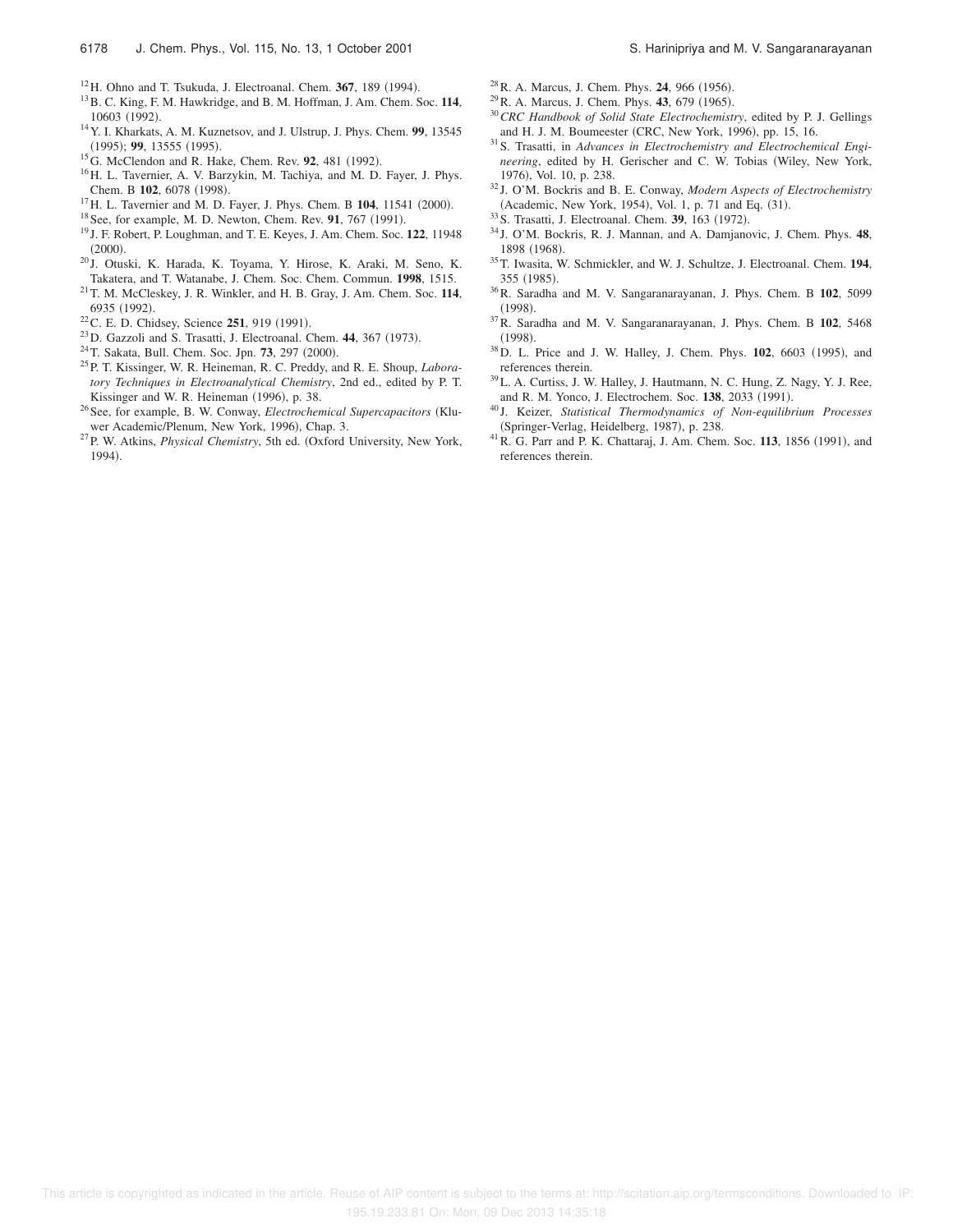[12] H. Ohno and T. Tsukuda, J. Electroanal. Chem. **367**, 189 (1994).

[13] B. C. King, F. M. Hawkridge, and B. M. Hoffman, J. Am. Chem. Soc. **114**, 10603 (1992).

[14] Y. I. Kharkats, A. M. Kuznetsov, and J. Ulstrup, J. Phys. Chem. **99**, 13545 (1995); **99**, 13555 (1995).

[15] G. McClendon and R. Hake, Chem. Rev. **92**, 481 (1992).

[16] H. L. Tavernier, A. V. Barzykin, M. Tachiya, and M. D. Fayer, J. Phys. Chem. B **102**, 6078 (1998).

[17] H. L. Tavernier and M. D. Fayer, J. Phys. Chem. B **104**, 11541 (2000).

[18] See, for example, M. D. Newton, Chem. Rev. **91**, 767 (1991).

[19] J. F. Robert, P. Loughman, and T. E. Keyes, J. Am. Chem. Soc. **122**, 11948 (2000).

[20] J. Otuski, K. Harada, K. Toyama, Y. Hirose, K. Araki, M. Seno, K. Takatera, and T. Watanabe, J. Chem. Soc. Chem. Commun. **1998**, 1515.

[21] T. M. McCleskey, J. R. Winkler, and H. B. Gray, J. Am. Chem. Soc. **114**, 6935 (1992).

[22] C. E. D. Chidsey, Science **251**, 919 (1991).

[23] D. Gazzoli and S. Trasatti, J. Electroanal. Chem. **44**, 367 (1973).

[24] T. Sakata, Bull. Chem. Soc. Jpn. **73**, 297 (2000).

[25] P. T. Kissinger, W. R. Heineman, R. C. Preddy, and R. E. Shoup, *Laboratory Techniques in Electroanalytical Chemistry*, 2nd ed., edited by P. T. Kissinger and W. R. Heineman (1996), p. 38.

[26] See, for example, B. W. Conway, *Electrochemical Supercapacitors* (Kluwer Academic/Plenum, New York, 1996), Chap. 3.

[27] P. W. Atkins, *Physical Chemistry*, 5th ed. (Oxford University, New York, 1994).

[28] R. A. Marcus, J. Chem. Phys. **24**, 966 (1956).

[29] R. A. Marcus, J. Chem. Phys. **43**, 679 (1965).

[30] *CRC Handbook of Solid State Electrochemistry*, edited by P. J. Gellings and H. J. M. Boumeester (CRC, New York, 1996), pp. 15, 16.

[31] S. Trasatti, in *Advances in Electrochemistry and Electrochemical Engineering*, edited by H. Gerischer and C. W. Tobias (Wiley, New York, 1976), Vol. 10, p. 238.

[32] J. O'M. Bockris and B. E. Conway, *Modern Aspects of Electrochemistry* (Academic, New York, 1954), Vol. 1, p. 71 and Eq. (31).

[33] S. Trasatti, J. Electroanal. Chem. **39**, 163 (1972).

[34] J. O'M. Bockris, R. J. Mannan, and A. Damjanovic, J. Chem. Phys. **48**, 1898 (1968).

[35] T. Iwasita, W. Schmickler, and W. J. Schultze, J. Electroanal. Chem. **194**, 355 (1985).

[36] R. Saradha and M. V. Sangaranarayanan, J. Phys. Chem. B **102**, 5099 (1998).

[37] R. Saradha and M. V. Sangaranarayanan, J. Phys. Chem. B **102**, 5468 (1998).

[38] D. L. Price and J. W. Halley, J. Chem. Phys. **102**, 6603 (1995), and references therein.

[39] L. A. Curtiss, J. W. Halley, J. Hautmann, N. C. Hung, Z. Nagy, Y. J. Ree, and R. M. Yonco, J. Electrochem. Soc. **138**, 2033 (1991).

[40] J. Keizer, *Statistical Thermodynamics of Non-equilibrium Processes* (Springer-Verlag, Heidelberg, 1987), p. 238.

[41] R. G. Parr and P. K. Chattaraj, J. Am. Chem. Soc. **113**, 1856 (1991), and references therein.